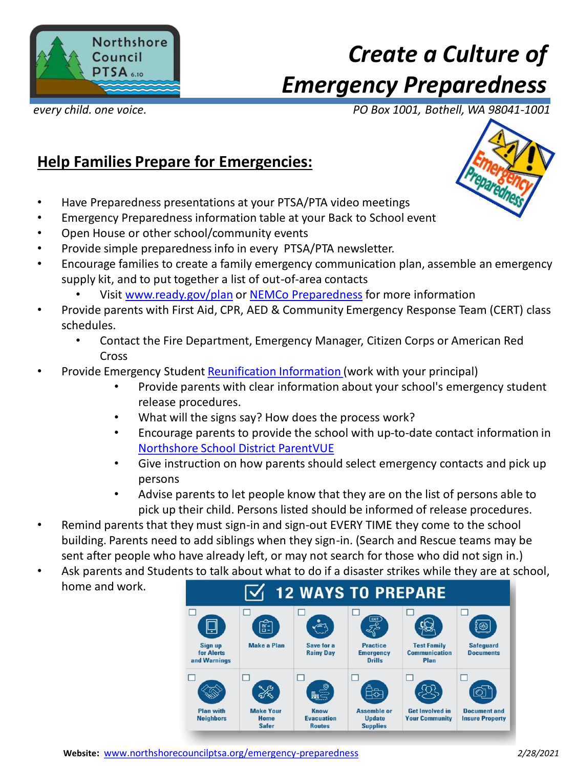Northshore Council PTSA 6.10

*every child. one voice.*

# *Create a Culture of Emergency Preparedness*

*PO Box 1001, Bothell, WA 98041-1001*

## Help Families Prepare for Emergencies:

- Have Preparedness presentations at your PTSA/PTA video meetings
- Emergency Preparedness information table at your Back to School event
- Open House or other school/community events
- Provide simple preparedness info in every PTSA/PTA newsletter.
- Encourage families to create a family emergency communication plan, assemble an emergency supply kit, and to put together a list of out-of-area contacts
  - Visit www.ready.gov/plan or NEMCo Preparedness for more information
- Provide parents with First Aid, CPR, AED & Community Emergency Response Team (CERT) class schedules.
  - Contact the Fire Department, Emergency Manager, Citizen Corps or American Red Cross
- Provide Emergency Student Reunification Information (work with your principal)
  - Provide parents with clear information about your school's emergency student release procedures.
  - What will the signs say? How does the process work?
  - Encourage parents to provide the school with up-to-date contact information in Northshore School District ParentVUE
  - Give instruction on how parents should select emergency contacts and pick up persons
  - Advise parents to let people know that they are on the list of persons able to pick up their child. Persons listed should be informed of release procedures.
- Remind parents that they must sign-in and sign-out EVERY TIME they come to the school building. Parents need to add siblings when they sign-in. (Search and Rescue teams may be sent after people who have already left, or may not search for those who did not sign in.)
- Ask parents and Students to talk about what to do if a disaster strikes while they are at school, home and work.

### 12 WAYS TO PREPARE

| | | | | | |
|---|---|---|---|---|---|
| ☐ Sign up for Alerts and Warnings | ☐ Make a Plan | ☐ Save for a Rainy Day | ☐ Practice Emergency Drills | ☐ Test Family Communication Plan | ☐ Safeguard Documents |
| ☐ Plan with Neighbors | ☐ Make Your Home Safer | ☐ Know Evacuation Routes | ☐ Assemble or Update Supplies | ☐ Get Involved in Your Community | ☐ Document and Insure Property |

**Website:** www.northshorecouncilptsa.org/emergency-preparedness

2/28/2021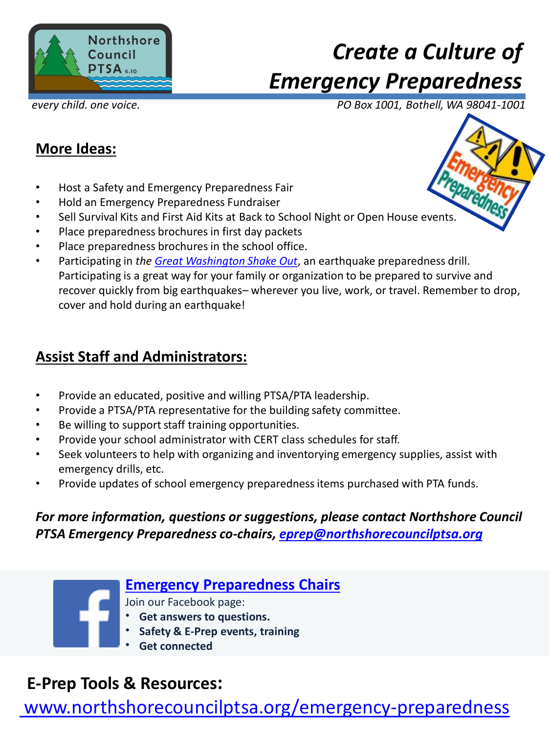Northshore Council PTSA 6.10

# *Create a Culture of Emergency Preparedness*

*every child. one voice.*

*PO Box 1001, Bothell, WA 98041-1001*

## More Ideas:

- Host a Safety and Emergency Preparedness Fair
- Hold an Emergency Preparedness Fundraiser
- Sell Survival Kits and First Aid Kits at Back to School Night or Open House events.
- Place preparedness brochures in first day packets
- Place preparedness brochures in the school office.
- Participating in *the* *Great Washington Shake Out*, an earthquake preparedness drill. Participating is a great way for your family or organization to be prepared to survive and recover quickly from big earthquakes– wherever you live, work, or travel. Remember to drop, cover and hold during an earthquake!

## Assist Staff and Administrators:

- Provide an educated, positive and willing PTSA/PTA leadership.
- Provide a PTSA/PTA representative for the building safety committee.
- Be willing to support staff training opportunities.
- Provide your school administrator with CERT class schedules for staff.
- Seek volunteers to help with organizing and inventorying emergency supplies, assist with emergency drills, etc.
- Provide updates of school emergency preparedness items purchased with PTA funds.

***For more information, questions or suggestions, please contact Northshore Council PTSA Emergency Preparedness co-chairs, eprep@northshorecouncilptsa.org***

**Emergency Preparedness Chairs**

Join our Facebook page:

- **Get answers to questions.**
- **Safety & E-Prep events, training**
- **Get connected**

## E-Prep Tools & Resources:

www.northshorecouncilptsa.org/emergency-preparedness